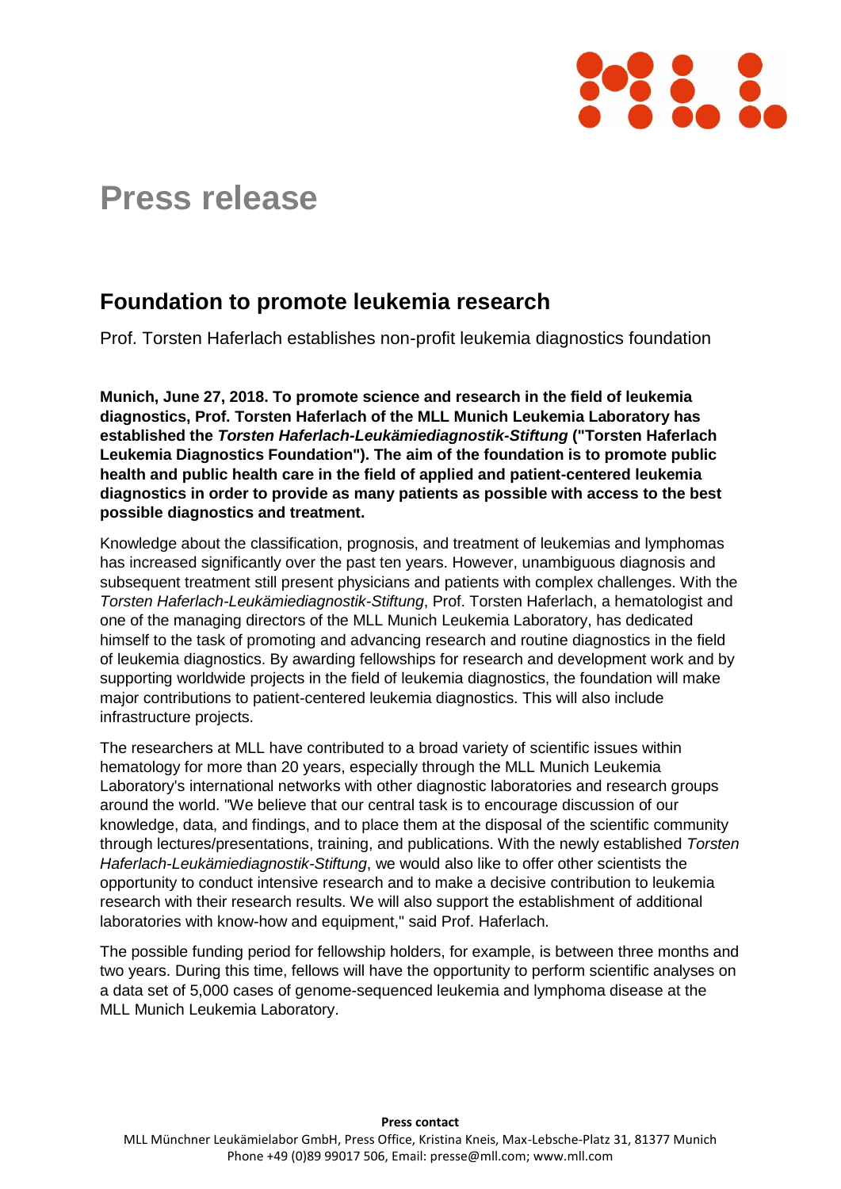# Press release

## Foundation to promote leukemia research

Prof. Torsten Haferlach establishes non-profit leukemia diagnostics foundation

**Munich, June 27, 2018. To promote science and research in the field of leukemia diagnostics, Prof. Torsten Haferlach of the MLL Munich Leukemia Laboratory has established the *Torsten Haferlach-Leukämiediagnostik-Stiftung* ("Torsten Haferlach Leukemia Diagnostics Foundation"). The aim of the foundation is to promote public health and public health care in the field of applied and patient-centered leukemia diagnostics in order to provide as many patients as possible with access to the best possible diagnostics and treatment.**

Knowledge about the classification, prognosis, and treatment of leukemias and lymphomas has increased significantly over the past ten years. However, unambiguous diagnosis and subsequent treatment still present physicians and patients with complex challenges. With the *Torsten Haferlach-Leukämiediagnostik-Stiftung*, Prof. Torsten Haferlach, a hematologist and one of the managing directors of the MLL Munich Leukemia Laboratory, has dedicated himself to the task of promoting and advancing research and routine diagnostics in the field of leukemia diagnostics. By awarding fellowships for research and development work and by supporting worldwide projects in the field of leukemia diagnostics, the foundation will make major contributions to patient-centered leukemia diagnostics. This will also include infrastructure projects.

The researchers at MLL have contributed to a broad variety of scientific issues within hematology for more than 20 years, especially through the MLL Munich Leukemia Laboratory's international networks with other diagnostic laboratories and research groups around the world. "We believe that our central task is to encourage discussion of our knowledge, data, and findings, and to place them at the disposal of the scientific community through lectures/presentations, training, and publications. With the newly established *Torsten Haferlach-Leukämiediagnostik-Stiftung*, we would also like to offer other scientists the opportunity to conduct intensive research and to make a decisive contribution to leukemia research with their research results. We will also support the establishment of additional laboratories with know-how and equipment," said Prof. Haferlach.

The possible funding period for fellowship holders, for example, is between three months and two years. During this time, fellows will have the opportunity to perform scientific analyses on a data set of 5,000 cases of genome-sequenced leukemia and lymphoma disease at the MLL Munich Leukemia Laboratory.

**Press contact**

MLL Münchner Leukämielabor GmbH, Press Office, Kristina Kneis, Max-Lebsche-Platz 31, 81377 Munich
Phone +49 (0)89 99017 506, Email: presse@mll.com; www.mll.com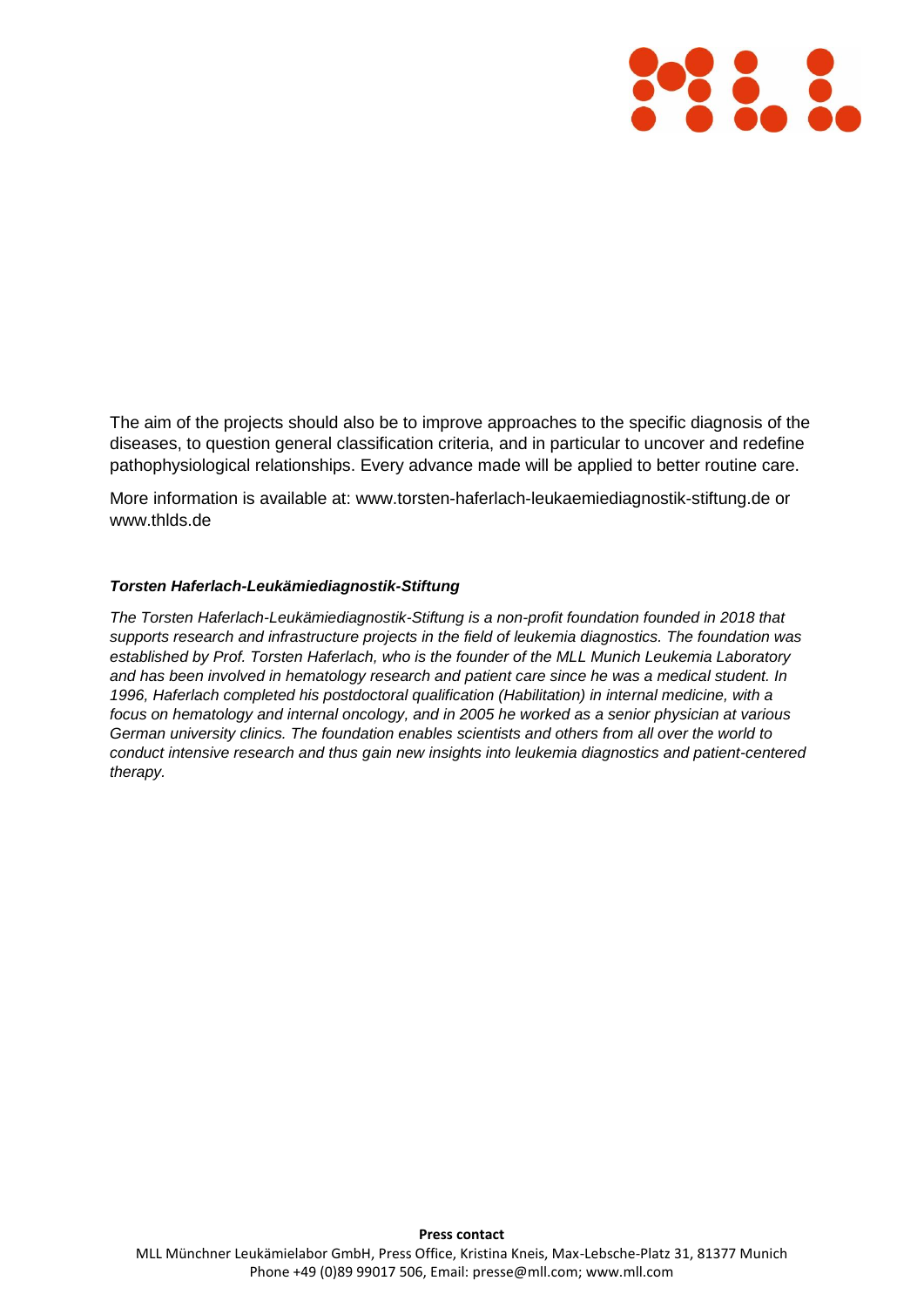The aim of the projects should also be to improve approaches to the specific diagnosis of the diseases, to question general classification criteria, and in particular to uncover and redefine pathophysiological relationships. Every advance made will be applied to better routine care.

More information is available at: www.torsten-haferlach-leukaemiediagnostik-stiftung.de or www.thlds.de

***Torsten Haferlach-Leukämiediagnostik-Stiftung***

*The Torsten Haferlach-Leukämiediagnostik-Stiftung is a non-profit foundation founded in 2018 that supports research and infrastructure projects in the field of leukemia diagnostics. The foundation was established by Prof. Torsten Haferlach, who is the founder of the MLL Munich Leukemia Laboratory and has been involved in hematology research and patient care since he was a medical student. In 1996, Haferlach completed his postdoctoral qualification (Habilitation) in internal medicine, with a focus on hematology and internal oncology, and in 2005 he worked as a senior physician at various German university clinics. The foundation enables scientists and others from all over the world to conduct intensive research and thus gain new insights into leukemia diagnostics and patient-centered therapy.*

**Press contact**

MLL Münchner Leukämielabor GmbH, Press Office, Kristina Kneis, Max-Lebsche-Platz 31, 81377 Munich
Phone +49 (0)89 99017 506, Email: presse@mll.com; www.mll.com